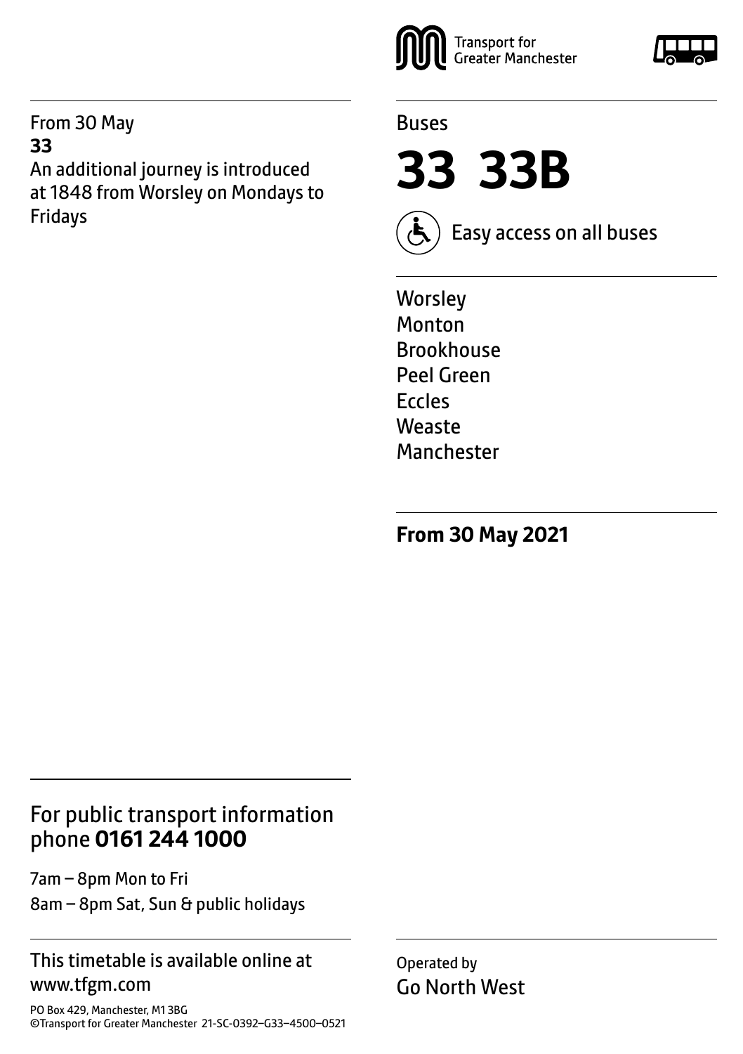Transport for Greater Manchester

From 30 May
**33**
An additional journey is introduced at 1848 from Worsley on Mondays to Fridays

Buses

# 33 33B

Easy access on all buses

Worsley
Monton
Brookhouse
Peel Green
Eccles
Weaste
Manchester

**From 30 May 2021**

## For public transport information phone **0161 244 1000**

7am – 8pm Mon to Fri
8am – 8pm Sat, Sun & public holidays

This timetable is available online at www.tfgm.com

PO Box 429, Manchester, M1 3BG
©Transport for Greater Manchester 21-SC-0392–G33–4500–0521

Operated by
Go North West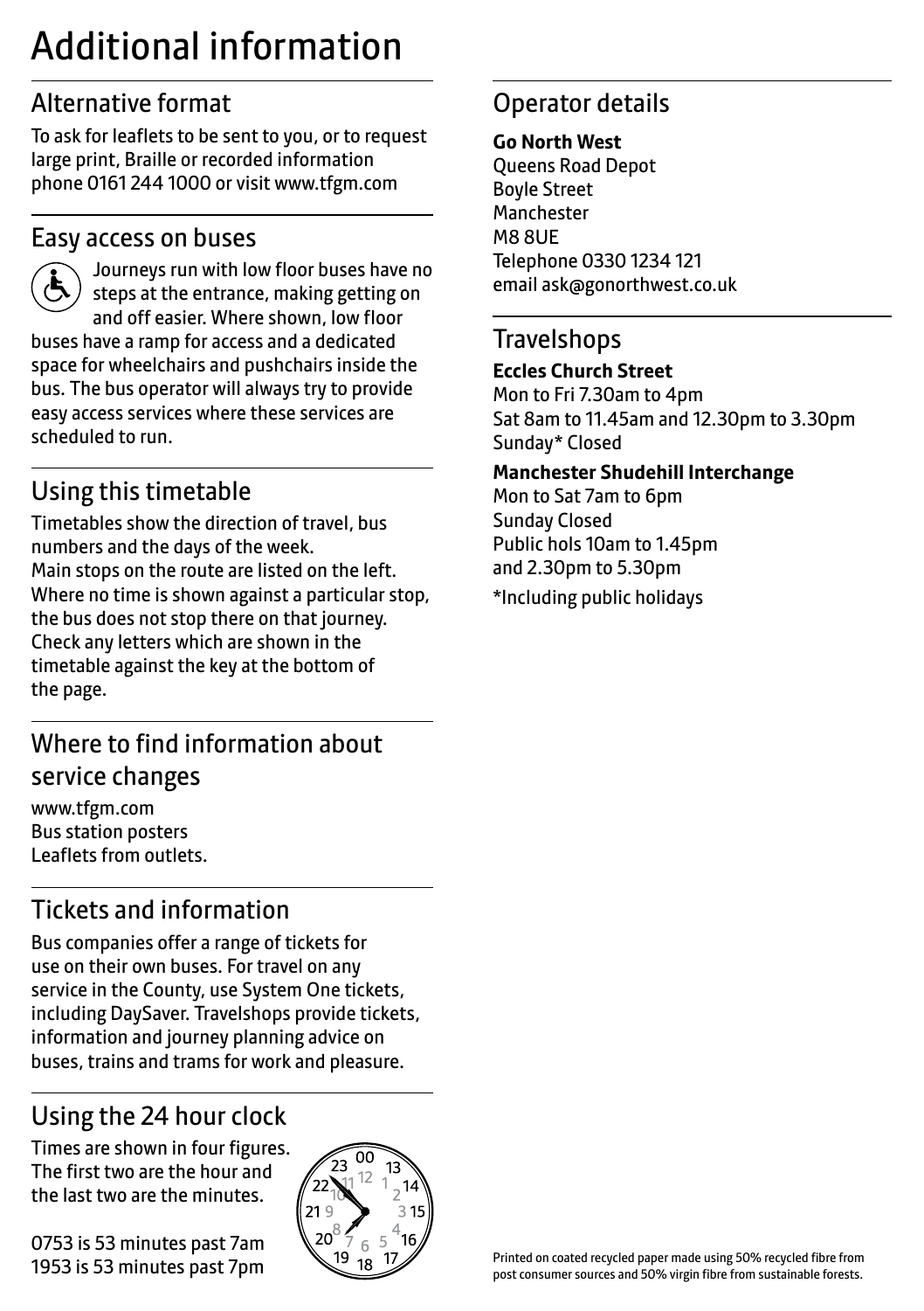# Additional information

## Alternative format

To ask for leaflets to be sent to you, or to request large print, Braille or recorded information phone 0161 244 1000 or visit www.tfgm.com

## Easy access on buses

Journeys run with low floor buses have no steps at the entrance, making getting on and off easier. Where shown, low floor buses have a ramp for access and a dedicated space for wheelchairs and pushchairs inside the bus. The bus operator will always try to provide easy access services where these services are scheduled to run.

## Using this timetable

Timetables show the direction of travel, bus numbers and the days of the week.
Main stops on the route are listed on the left. Where no time is shown against a particular stop, the bus does not stop there on that journey. Check any letters which are shown in the timetable against the key at the bottom of the page.

## Where to find information about service changes

www.tfgm.com
Bus station posters
Leaflets from outlets.

## Tickets and information

Bus companies offer a range of tickets for use on their own buses. For travel on any service in the County, use System One tickets, including DaySaver. Travelshops provide tickets, information and journey planning advice on buses, trains and trams for work and pleasure.

## Using the 24 hour clock

Times are shown in four figures. The first two are the hour and the last two are the minutes.

0753 is 53 minutes past 7am
1953 is 53 minutes past 7pm

## Operator details

**Go North West**
Queens Road Depot
Boyle Street
Manchester
M8 8UE
Telephone 0330 1234 121
email ask@gonorthwest.co.uk

## Travelshops

**Eccles Church Street**
Mon to Fri 7.30am to 4pm
Sat 8am to 11.45am and 12.30pm to 3.30pm
Sunday* Closed

**Manchester Shudehill Interchange**
Mon to Sat 7am to 6pm
Sunday Closed
Public hols 10am to 1.45pm
and 2.30pm to 5.30pm

*Including public holidays

Printed on coated recycled paper made using 50% recycled fibre from post consumer sources and 50% virgin fibre from sustainable forests.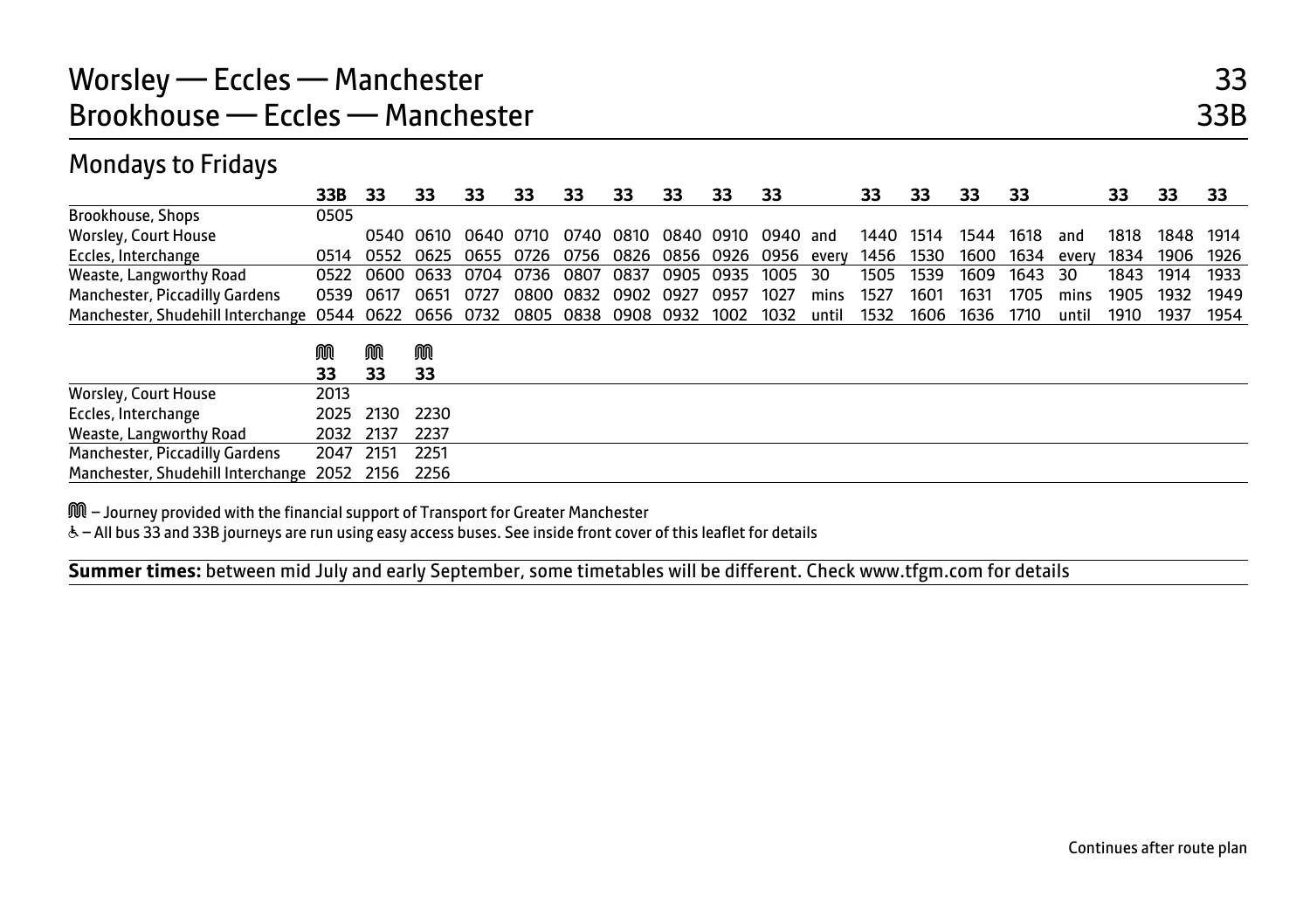# Worsley — Eccles — Manchester 33
# Brookhouse — Eccles — Manchester 33B

## Mondays to Fridays

| | 33B | 33 | 33 | 33 | 33 | 33 | 33 | 33 | 33 | 33 | | 33 | 33 | 33 | 33 | | 33 | 33 | 33 |
|---|---|---|---|---|---|---|---|---|---|---|---|---|---|---|---|---|---|---|---|
| Brookhouse, Shops | 0505 | | | | | | | | | | | | | | | | | | |
| Worsley, Court House | | 0540 | 0610 | 0640 | 0710 | 0740 | 0810 | 0840 | 0910 | 0940 | and | 1440 | 1514 | 1544 | 1618 | and | 1818 | 1848 | 1914 |
| Eccles, Interchange | 0514 | 0552 | 0625 | 0655 | 0726 | 0756 | 0826 | 0856 | 0926 | 0956 | every | 1456 | 1530 | 1600 | 1634 | every | 1834 | 1906 | 1926 |
| Weaste, Langworthy Road | 0522 | 0600 | 0633 | 0704 | 0736 | 0807 | 0837 | 0905 | 0935 | 1005 | 30 | 1505 | 1539 | 1609 | 1643 | 30 | 1843 | 1914 | 1933 |
| Manchester, Piccadilly Gardens | 0539 | 0617 | 0651 | 0727 | 0800 | 0832 | 0902 | 0927 | 0957 | 1027 | mins | 1527 | 1601 | 1631 | 1705 | mins | 1905 | 1932 | 1949 |
| Manchester, Shudehill Interchange | 0544 | 0622 | 0656 | 0732 | 0805 | 0838 | 0908 | 0932 | 1002 | 1032 | until | 1532 | 1606 | 1636 | 1710 | until | 1910 | 1937 | 1954 |

| | M 33 | M 33 | M 33 |
|---|---|---|---|
| Worsley, Court House | 2013 | | |
| Eccles, Interchange | 2025 | 2130 | 2230 |
| Weaste, Langworthy Road | 2032 | 2137 | 2237 |
| Manchester, Piccadilly Gardens | 2047 | 2151 | 2251 |
| Manchester, Shudehill Interchange | 2052 | 2156 | 2256 |

M – Journey provided with the financial support of Transport for Greater Manchester

♿ – All bus 33 and 33B journeys are run using easy access buses. See inside front cover of this leaflet for details

**Summer times:** between mid July and early September, some timetables will be different. Check www.tfgm.com for details

Continues after route plan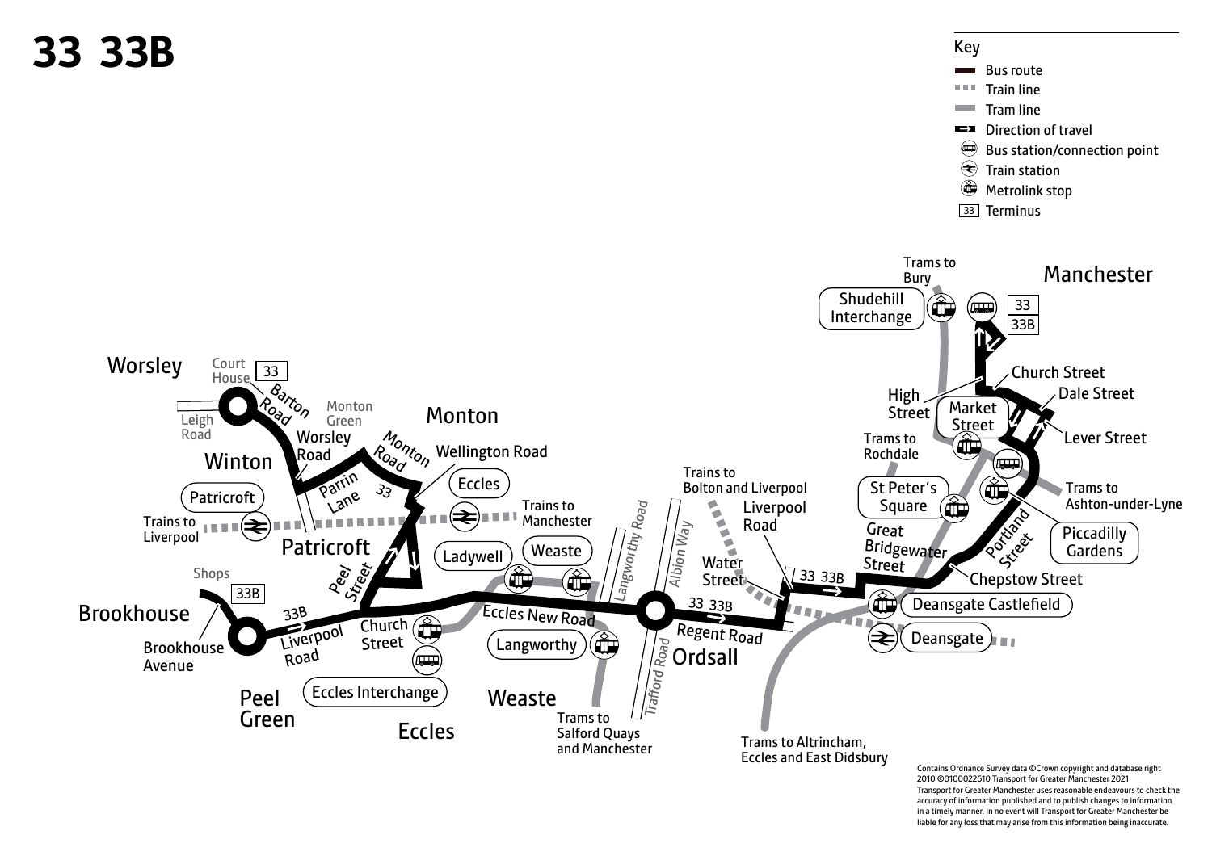# 33 33B

**Key**

- Bus route
- Train line
- Tram line
- Direction of travel
- Bus station/connection point
- Train station
- Metrolink stop
- 33 Terminus

Worsley

Court House

33

Barton Road

Leigh Road

Monton Green

Monton

Worsley Road

Winton

Monton Road

Wellington Road

Parrin Lane

33

Eccles

Patricroft

Trains to Liverpool

Trains to Manchester

Patricroft

Peel Street

Ladywell

Weaste

Langworthy Road

Albion Way

Shops

33B

Brookhouse

33B

Liverpool Road

Church Street

Eccles New Road

Brookhouse Avenue

Langworthy

Eccles Interchange

Peel Green

Eccles

Weaste

Trains to Salford Quays and Manchester

Trafford Road

33 33B

Regent Road

Ordsall

Trains to Bolton and Liverpool

Liverpool Road

Water Street

33 33B

Trams to Altrincham, Eccles and East Didsbury

Trams to Bury

Shudehill Interchange

Manchester

33

33B

High Street

Market Street

Church Street

Dale Street

Trams to Rochdale

Lever Street

St Peter's Square

Trams to Ashton-under-Lyne

Great Bridgewater Street

Portland Street

Piccadilly Gardens

Chepstow Street

Deansgate Castlefield

Deansgate

Contains Ordnance Survey data ©Crown copyright and database right 2010 ©0100022610 Transport for Greater Manchester 2021
Transport for Greater Manchester uses reasonable endeavours to check the accuracy of information published and to publish changes to information in a timely manner. In no event will Transport for Greater Manchester be liable for any loss that may arise from this information being inaccurate.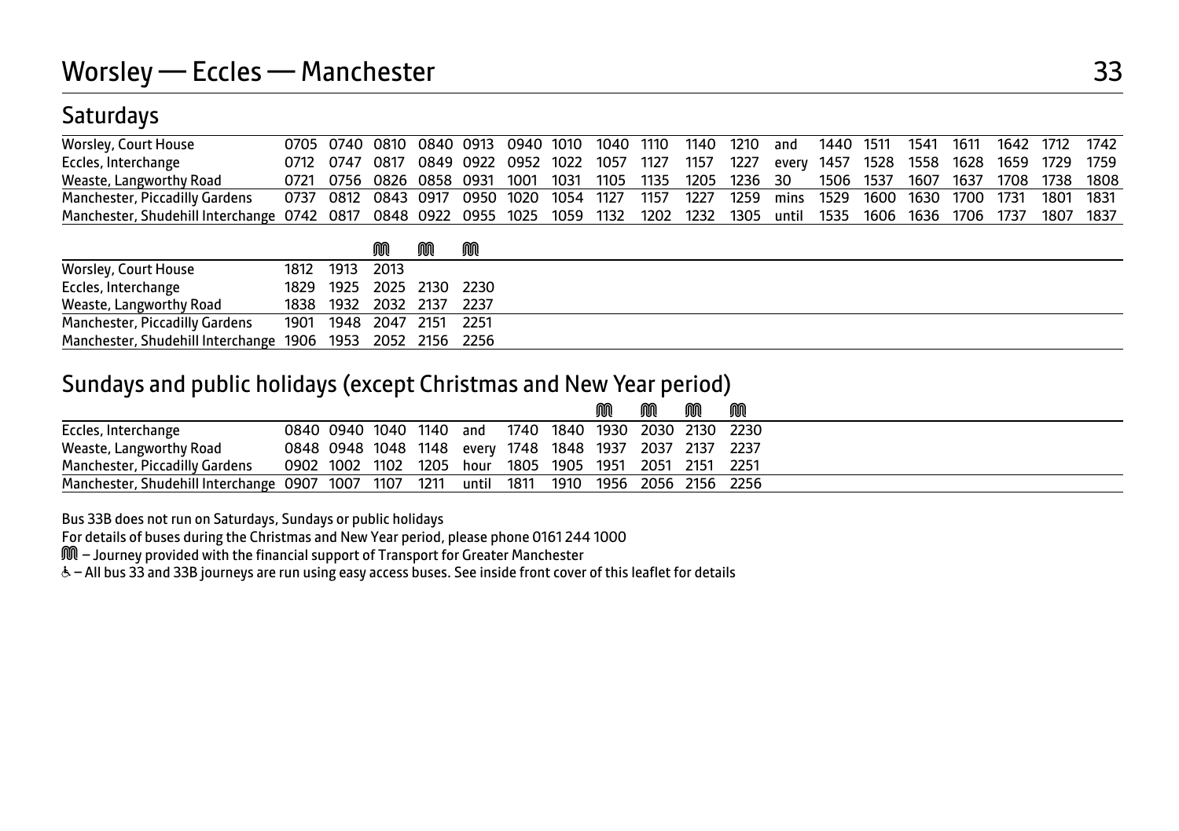# Worsley — Eccles — Manchester

## Saturdays

| | | | | | | | | | | | | | | | | | | | |
|---|---|---|---|---|---|---|---|---|---|---|---|---|---|---|---|---|---|---|---|
| Worsley, Court House | 0705 | 0740 | 0810 | 0840 | 0913 | 0940 | 1010 | 1040 | 1110 | 1140 | 1210 | and | 1440 | 1511 | 1541 | 1611 | 1642 | 1712 | 1742 |
| Eccles, Interchange | 0712 | 0747 | 0817 | 0849 | 0922 | 0952 | 1022 | 1057 | 1127 | 1157 | 1227 | every | 1457 | 1528 | 1558 | 1628 | 1659 | 1729 | 1759 |
| Weaste, Langworthy Road | 0721 | 0756 | 0826 | 0858 | 0931 | 1001 | 1031 | 1105 | 1135 | 1205 | 1236 | 30 | 1506 | 1537 | 1607 | 1637 | 1708 | 1738 | 1808 |
| Manchester, Piccadilly Gardens | 0737 | 0812 | 0843 | 0917 | 0950 | 1020 | 1054 | 1127 | 1157 | 1227 | 1259 | mins | 1529 | 1600 | 1630 | 1700 | 1731 | 1801 | 1831 |
| Manchester, Shudehill Interchange | 0742 | 0817 | 0848 | 0922 | 0955 | 1025 | 1059 | 1132 | 1202 | 1232 | 1305 | until | 1535 | 1606 | 1636 | 1706 | 1737 | 1807 | 1837 |

| | | | M | M | M |
|---|---|---|---|---|---|
| Worsley, Court House | 1812 | 1913 | 2013 | | |
| Eccles, Interchange | 1829 | 1925 | 2025 | 2130 | 2230 |
| Weaste, Langworthy Road | 1838 | 1932 | 2032 | 2137 | 2237 |
| Manchester, Piccadilly Gardens | 1901 | 1948 | 2047 | 2151 | 2251 |
| Manchester, Shudehill Interchange | 1906 | 1953 | 2052 | 2156 | 2256 |

## Sundays and public holidays (except Christmas and New Year period)

| | | | | | | | | M | M | M | M |
|---|---|---|---|---|---|---|---|---|---|---|---|
| Eccles, Interchange | 0840 | 0940 | 1040 | 1140 | and | 1740 | 1840 | 1930 | 2030 | 2130 | 2230 |
| Weaste, Langworthy Road | 0848 | 0948 | 1048 | 1148 | every | 1748 | 1848 | 1937 | 2037 | 2137 | 2237 |
| Manchester, Piccadilly Gardens | 0902 | 1002 | 1102 | 1205 | hour | 1805 | 1905 | 1951 | 2051 | 2151 | 2251 |
| Manchester, Shudehill Interchange | 0907 | 1007 | 1107 | 1211 | until | 1811 | 1910 | 1956 | 2056 | 2156 | 2256 |

Bus 33B does not run on Saturdays, Sundays or public holidays

For details of buses during the Christmas and New Year period, please phone 0161 244 1000

M – Journey provided with the financial support of Transport for Greater Manchester

♿ – All bus 33 and 33B journeys are run using easy access buses. See inside front cover of this leaflet for details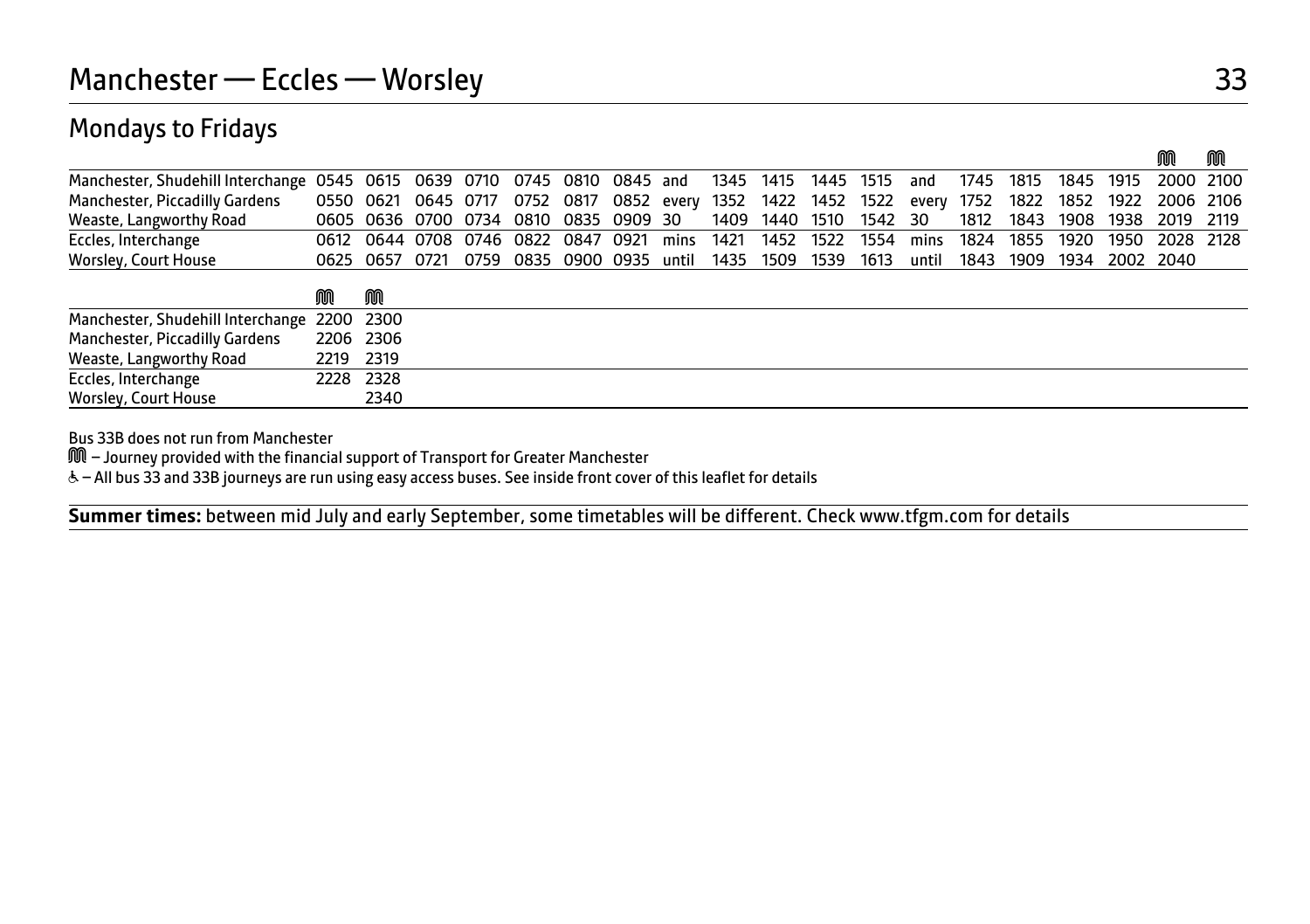# Manchester — Eccles — Worsley

## Mondays to Fridays

| | | | | | | | | | | | | | | | | | | | Ⓜ | Ⓜ |
|---|---|---|---|---|---|---|---|---|---|---|---|---|---|---|---|---|---|---|---|---|
| Manchester, Shudehill Interchange | 0545 | 0615 | 0639 | 0710 | 0745 | 0810 | 0845 | and | 1345 | 1415 | 1445 | 1515 | and | 1745 | 1815 | 1845 | 1915 | 2000 | 2100 |
| Manchester, Piccadilly Gardens | 0550 | 0621 | 0645 | 0717 | 0752 | 0817 | 0852 | every | 1352 | 1422 | 1452 | 1522 | every | 1752 | 1822 | 1852 | 1922 | 2006 | 2106 |
| Weaste, Langworthy Road | 0605 | 0636 | 0700 | 0734 | 0810 | 0835 | 0909 | 30 | 1409 | 1440 | 1510 | 1542 | 30 | 1812 | 1843 | 1908 | 1938 | 2019 | 2119 |
| Eccles, Interchange | 0612 | 0644 | 0708 | 0746 | 0822 | 0847 | 0921 | mins | 1421 | 1452 | 1522 | 1554 | mins | 1824 | 1855 | 1920 | 1950 | 2028 | 2128 |
| Worsley, Court House | 0625 | 0657 | 0721 | 0759 | 0835 | 0900 | 0935 | until | 1435 | 1509 | 1539 | 1613 | until | 1843 | 1909 | 1934 | 2002 | 2040 | |

| | Ⓜ | Ⓜ |
|---|---|---|
| Manchester, Shudehill Interchange | 2200 | 2300 |
| Manchester, Piccadilly Gardens | 2206 | 2306 |
| Weaste, Langworthy Road | 2219 | 2319 |
| Eccles, Interchange | 2228 | 2328 |
| Worsley, Court House | | 2340 |

Bus 33B does not run from Manchester

Ⓜ – Journey provided with the financial support of Transport for Greater Manchester

♿ – All bus 33 and 33B journeys are run using easy access buses. See inside front cover of this leaflet for details

**Summer times:** between mid July and early September, some timetables will be different. Check www.tfgm.com for details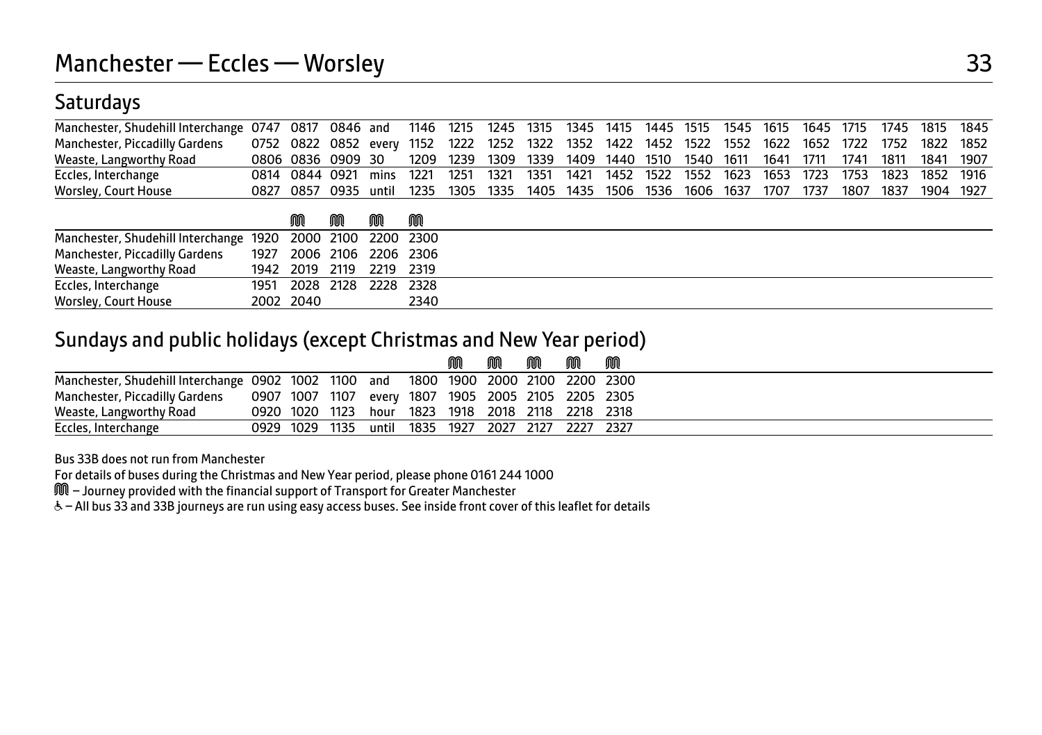# Manchester — Eccles — Worsley 33

## Saturdays

| | | | | | | | | | | | | | | | | | | | | | | |
|---|---|---|---|---|---|---|---|---|---|---|---|---|---|---|---|---|---|---|---|---|---|---|
| Manchester, Shudehill Interchange | 0747 | 0817 | 0846 | and | 1146 | 1215 | 1245 | 1315 | 1345 | 1415 | 1445 | 1515 | 1545 | 1615 | 1645 | 1715 | 1745 | 1815 | 1845 |
| Manchester, Piccadilly Gardens | 0752 | 0822 | 0852 | every | 1152 | 1222 | 1252 | 1322 | 1352 | 1422 | 1452 | 1522 | 1552 | 1622 | 1652 | 1722 | 1752 | 1822 | 1852 |
| Weaste, Langworthy Road | 0806 | 0836 | 0909 | 30 | 1209 | 1239 | 1309 | 1339 | 1409 | 1440 | 1510 | 1540 | 1611 | 1641 | 1711 | 1741 | 1811 | 1841 | 1907 |
| Eccles, Interchange | 0814 | 0844 | 0921 | mins | 1221 | 1251 | 1321 | 1351 | 1421 | 1452 | 1522 | 1552 | 1623 | 1653 | 1723 | 1753 | 1823 | 1852 | 1916 |
| Worsley, Court House | 0827 | 0857 | 0935 | until | 1235 | 1305 | 1335 | 1405 | 1435 | 1506 | 1536 | 1606 | 1637 | 1707 | 1737 | 1807 | 1837 | 1904 | 1927 |

| | | | | | |
|---|---|---|---|---|---|
| | | M | M | M | M |
| Manchester, Shudehill Interchange | 1920 | 2000 | 2100 | 2200 | 2300 |
| Manchester, Piccadilly Gardens | 1927 | 2006 | 2106 | 2206 | 2306 |
| Weaste, Langworthy Road | 1942 | 2019 | 2119 | 2219 | 2319 |
| Eccles, Interchange | 1951 | 2028 | 2128 | 2228 | 2328 |
| Worsley, Court House | 2002 | 2040 | | | 2340 |

## Sundays and public holidays (except Christmas and New Year period)

| | | | | | | | | | | |
|---|---|---|---|---|---|---|---|---|---|---|
| | | | | | | M | M | M | M | M |
| Manchester, Shudehill Interchange | 0902 | 1002 | 1100 | and | 1800 | 1900 | 2000 | 2100 | 2200 | 2300 |
| Manchester, Piccadilly Gardens | 0907 | 1007 | 1107 | every | 1807 | 1905 | 2005 | 2105 | 2205 | 2305 |
| Weaste, Langworthy Road | 0920 | 1020 | 1123 | hour | 1823 | 1918 | 2018 | 2118 | 2218 | 2318 |
| Eccles, Interchange | 0929 | 1029 | 1135 | until | 1835 | 1927 | 2027 | 2127 | 2227 | 2327 |

Bus 33B does not run from Manchester

For details of buses during the Christmas and New Year period, please phone 0161 244 1000

M – Journey provided with the financial support of Transport for Greater Manchester

♿ – All bus 33 and 33B journeys are run using easy access buses. See inside front cover of this leaflet for details